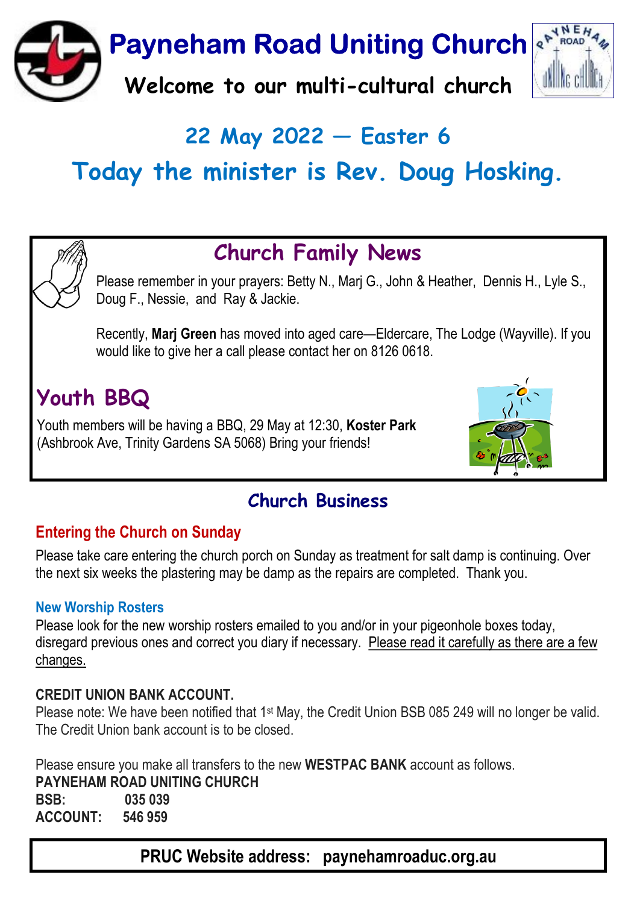# Payneham Road Uniting Church

**Welcome to our multi-cultural church**

## 22 May 2022 — Easter 6

## Today the minister is Rev. Doug Hosking.

## Church Family News

Please remember in your prayers: Betty N., Marj G., John & Heather, Dennis H., Lyle S., Doug F., Nessie, and Ray & Jackie.

Recently, **Marj Green** has moved into aged care—Eldercare, The Lodge (Wayville). If you would like to give her a call please contact her on 8126 0618.

## Youth BBQ

Youth members will be having a BBQ, 29 May at 12:30, **Koster Park** (Ashbrook Ave, Trinity Gardens SA 5068) Bring your friends!

## Church Business

### Entering the Church on Sunday

Please take care entering the church porch on Sunday as treatment for salt damp is continuing. Over the next six weeks the plastering may be damp as the repairs are completed. Thank you.

### New Worship Rosters

Please look for the new worship rosters emailed to you and/or in your pigeonhole boxes today, disregard previous ones and correct you diary if necessary. <u>Please read it carefully as there are a few changes.</u>

### CREDIT UNION BANK ACCOUNT.

Please note: We have been notified that 1st May, the Credit Union BSB 085 249 will no longer be valid. The Credit Union bank account is to be closed.

Please ensure you make all transfers to the new **WESTPAC BANK** account as follows.

**PAYNEHAM ROAD UNITING CHURCH**
**BSB: 035 039**
**ACCOUNT: 546 959**

**PRUC Website address: paynehamroaduc.org.au**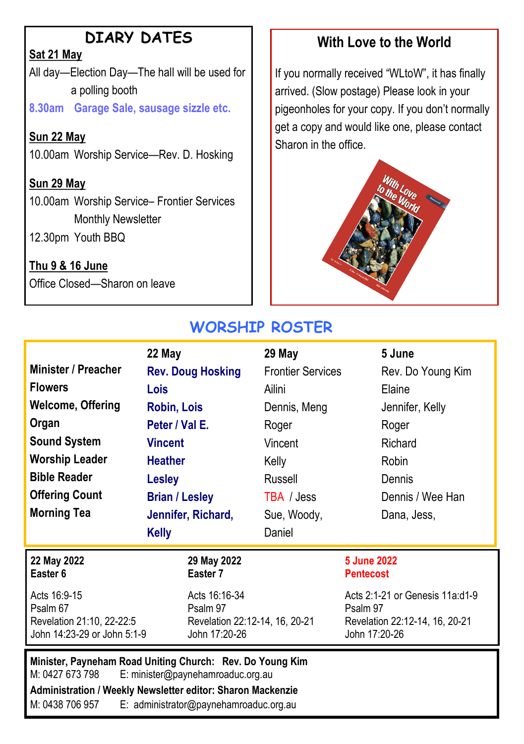## DIARY DATES

**Sat 21 May**

All day—Election Day—The hall will be used for a polling booth

**8.30am Garage Sale, sausage sizzle etc.**

**Sun 22 May**

10.00am Worship Service—Rev. D. Hosking

**Sun 29 May**

10.00am Worship Service– Frontier Services Monthly Newsletter

12.30pm Youth BBQ

**Thu 9 & 16 June**

Office Closed—Sharon on leave

## With Love to the World

If you normally received "WLtoW", it has finally arrived. (Slow postage) Please look in your pigeonholes for your copy. If you don't normally get a copy and would like one, please contact Sharon in the office.

## WORSHIP ROSTER

| | 22 May | 29 May | 5 June |
|---|---|---|---|
| **Minister / Preacher** | **Rev. Doug Hosking** | Frontier Services | Rev. Do Young Kim |
| **Flowers** | **Lois** | Ailini | Elaine |
| **Welcome, Offering** | **Robin, Lois** | Dennis, Meng | Jennifer, Kelly |
| **Organ** | **Peter / Val E.** | Roger | Roger |
| **Sound System** | **Vincent** | Vincent | Richard |
| **Worship Leader** | **Heather** | Kelly | Robin |
| **Bible Reader** | **Lesley** | Russell | Dennis |
| **Offering Count** | **Brian / Lesley** | TBA / Jess | Dennis / Wee Han |
| **Morning Tea** | **Jennifer, Richard, Kelly** | Sue, Woody, Daniel | Dana, Jess, |

| 22 May 2022 | 29 May 2022 | 5 June 2022 |
|---|---|---|
| **Easter 6** | **Easter 7** | **Pentecost** |
| Acts 16:9-15 | Acts 16:16-34 | Acts 2:1-21 or Genesis 11a:d1-9 |
| Psalm 67 | Psalm 97 | Psalm 97 |
| Revelation 21:10, 22-22:5 | Revelation 22:12-14, 16, 20-21 | Revelation 22:12-14, 16, 20-21 |
| John 14:23-29 or John 5:1-9 | John 17:20-26 | John 17:20-26 |

**Minister, Payneham Road Uniting Church: Rev. Do Young Kim**
M: 0427 673 798 E: minister@paynehamroaduc.org.au

**Administration / Weekly Newsletter editor: Sharon Mackenzie**
M: 0438 706 957 E: administrator@paynehamroaduc.org.au